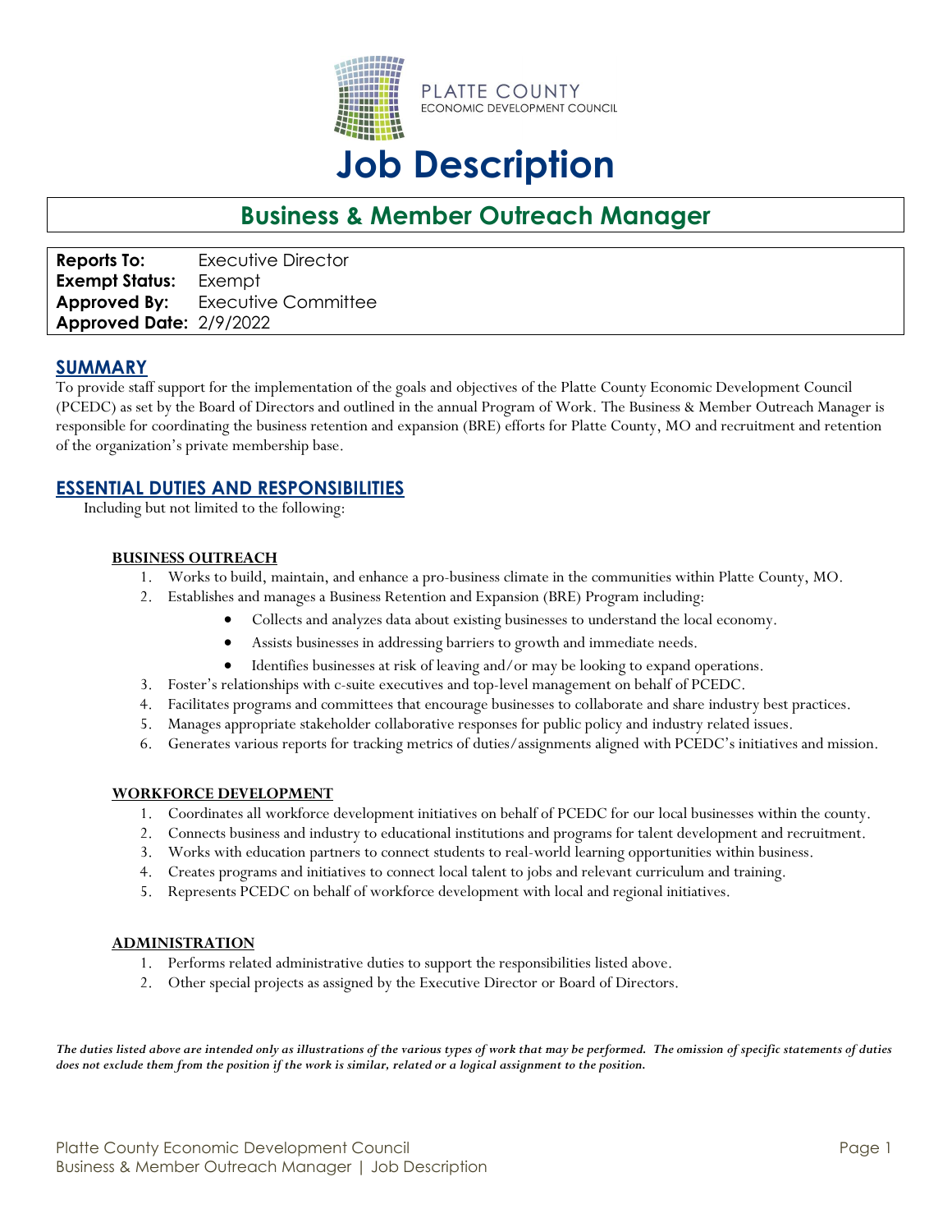PLATTE COUNTY
ECONOMIC DEVELOPMENT COUNCIL

# Job Description

## Business & Member Outreach Manager

| | |
|---|---|
| **Reports To:** | Executive Director |
| **Exempt Status:** | Exempt |
| **Approved By:** | Executive Committee |
| **Approved Date:** | 2/9/2022 |

## SUMMARY

To provide staff support for the implementation of the goals and objectives of the Platte County Economic Development Council (PCEDC) as set by the Board of Directors and outlined in the annual Program of Work. The Business & Member Outreach Manager is responsible for coordinating the business retention and expansion (BRE) efforts for Platte County, MO and recruitment and retention of the organization's private membership base.

## ESSENTIAL DUTIES AND RESPONSIBILITIES

Including but not limited to the following:

### BUSINESS OUTREACH

1. Works to build, maintain, and enhance a pro-business climate in the communities within Platte County, MO.
2. Establishes and manages a Business Retention and Expansion (BRE) Program including:
   - Collects and analyzes data about existing businesses to understand the local economy.
   - Assists businesses in addressing barriers to growth and immediate needs.
   - Identifies businesses at risk of leaving and/or may be looking to expand operations.
3. Foster's relationships with c-suite executives and top-level management on behalf of PCEDC.
4. Facilitates programs and committees that encourage businesses to collaborate and share industry best practices.
5. Manages appropriate stakeholder collaborative responses for public policy and industry related issues.
6. Generates various reports for tracking metrics of duties/assignments aligned with PCEDC's initiatives and mission.

### WORKFORCE DEVELOPMENT

1. Coordinates all workforce development initiatives on behalf of PCEDC for our local businesses within the county.
2. Connects business and industry to educational institutions and programs for talent development and recruitment.
3. Works with education partners to connect students to real-world learning opportunities within business.
4. Creates programs and initiatives to connect local talent to jobs and relevant curriculum and training.
5. Represents PCEDC on behalf of workforce development with local and regional initiatives.

### ADMINISTRATION

1. Performs related administrative duties to support the responsibilities listed above.
2. Other special projects as assigned by the Executive Director or Board of Directors.

***The duties listed above are intended only as illustrations of the various types of work that may be performed. The omission of specific statements of duties does not exclude them from the position if the work is similar, related or a logical assignment to the position.***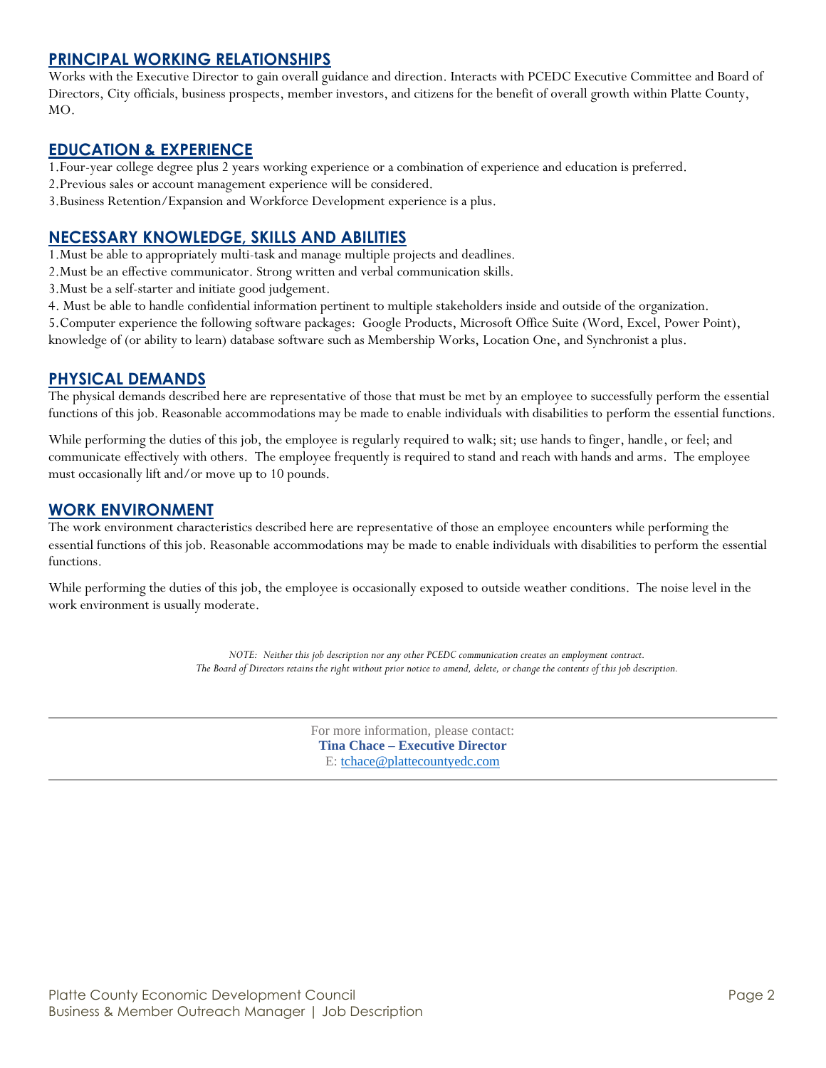## PRINCIPAL WORKING RELATIONSHIPS

Works with the Executive Director to gain overall guidance and direction. Interacts with PCEDC Executive Committee and Board of Directors, City officials, business prospects, member investors, and citizens for the benefit of overall growth within Platte County, MO.

## EDUCATION & EXPERIENCE

1. Four-year college degree plus 2 years working experience or a combination of experience and education is preferred.
2. Previous sales or account management experience will be considered.
3. Business Retention/Expansion and Workforce Development experience is a plus.

## NECESSARY KNOWLEDGE, SKILLS AND ABILITIES

1. Must be able to appropriately multi-task and manage multiple projects and deadlines.
2. Must be an effective communicator. Strong written and verbal communication skills.
3. Must be a self-starter and initiate good judgement.
4. Must be able to handle confidential information pertinent to multiple stakeholders inside and outside of the organization.
5. Computer experience the following software packages: Google Products, Microsoft Office Suite (Word, Excel, Power Point), knowledge of (or ability to learn) database software such as Membership Works, Location One, and Synchronist a plus.

## PHYSICAL DEMANDS

The physical demands described here are representative of those that must be met by an employee to successfully perform the essential functions of this job. Reasonable accommodations may be made to enable individuals with disabilities to perform the essential functions.

While performing the duties of this job, the employee is regularly required to walk; sit; use hands to finger, handle, or feel; and communicate effectively with others. The employee frequently is required to stand and reach with hands and arms. The employee must occasionally lift and/or move up to 10 pounds.

## WORK ENVIRONMENT

The work environment characteristics described here are representative of those an employee encounters while performing the essential functions of this job. Reasonable accommodations may be made to enable individuals with disabilities to perform the essential functions.

While performing the duties of this job, the employee is occasionally exposed to outside weather conditions. The noise level in the work environment is usually moderate.

*NOTE: Neither this job description nor any other PCEDC communication creates an employment contract.*
*The Board of Directors retains the right without prior notice to amend, delete, or change the contents of this job description.*

---

For more information, please contact:
**Tina Chace – Executive Director**
E: tchace@plattecountyedc.com

---